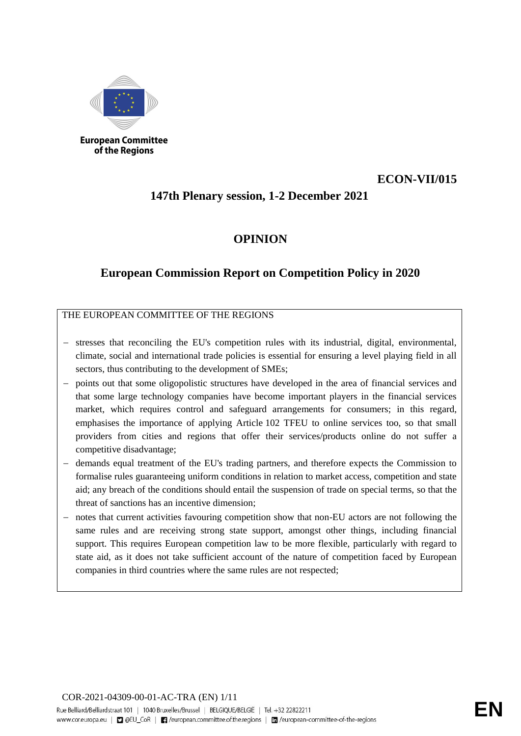European Committee of the Regions

**ECON-VII/015**

**147th Plenary session, 1-2 December 2021**

# OPINION

## European Commission Report on Competition Policy in 2020

THE EUROPEAN COMMITTEE OF THE REGIONS

- stresses that reconciling the EU's competition rules with its industrial, digital, environmental, climate, social and international trade policies is essential for ensuring a level playing field in all sectors, thus contributing to the development of SMEs;
- points out that some oligopolistic structures have developed in the area of financial services and that some large technology companies have become important players in the financial services market, which requires control and safeguard arrangements for consumers; in this regard, emphasises the importance of applying Article 102 TFEU to online services too, so that small providers from cities and regions that offer their services/products online do not suffer a competitive disadvantage;
- demands equal treatment of the EU's trading partners, and therefore expects the Commission to formalise rules guaranteeing uniform conditions in relation to market access, competition and state aid; any breach of the conditions should entail the suspension of trade on special terms, so that the threat of sanctions has an incentive dimension;
- notes that current activities favouring competition show that non-EU actors are not following the same rules and are receiving strong state support, amongst other things, including financial support. This requires European competition law to be more flexible, particularly with regard to state aid, as it does not take sufficient account of the nature of competition faced by European companies in third countries where the same rules are not respected;

COR-2021-04309-00-01-AC-TRA (EN)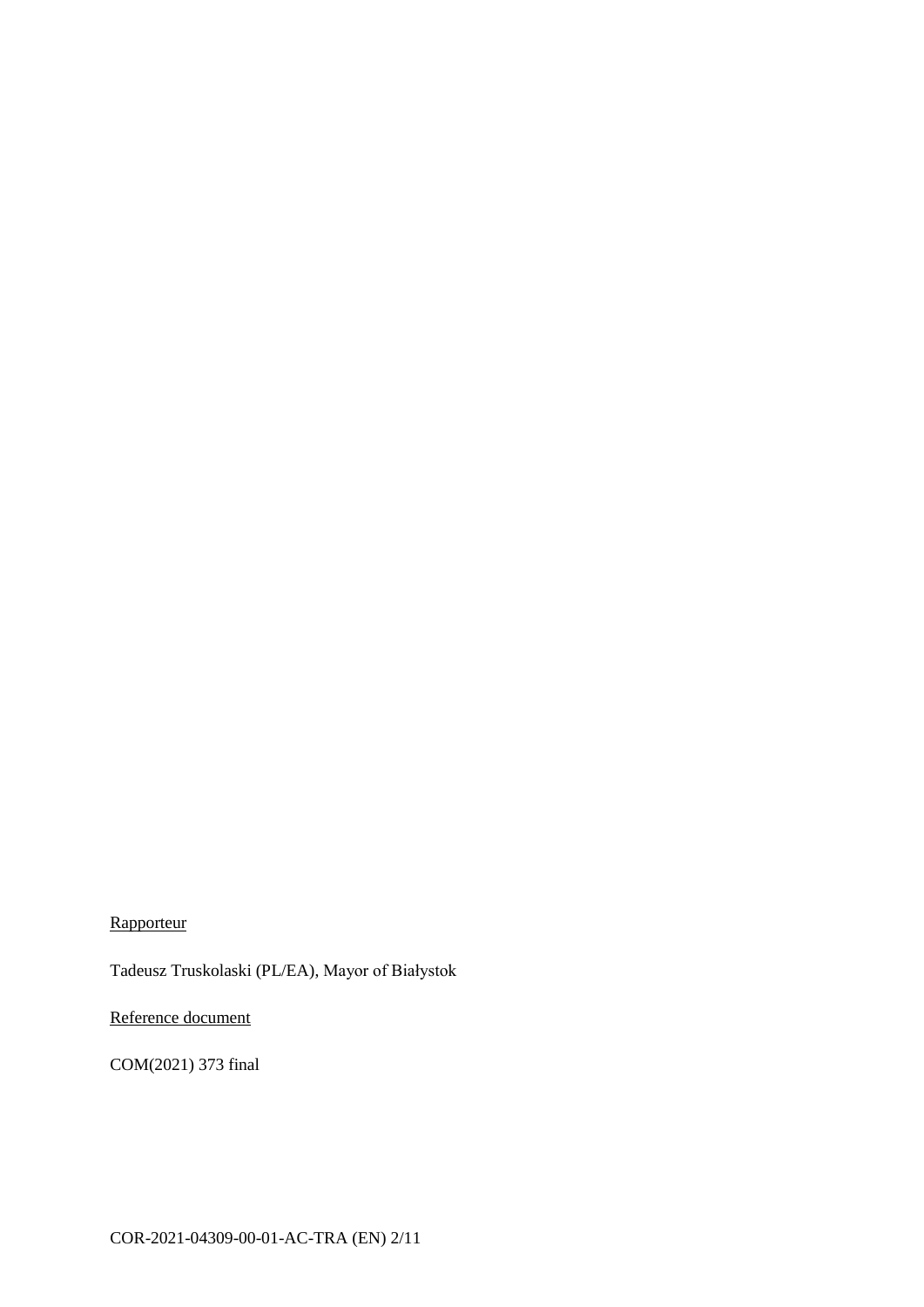Rapporteur

Tadeusz Truskolaski (PL/EA), Mayor of Białystok

Reference document

COM(2021) 373 final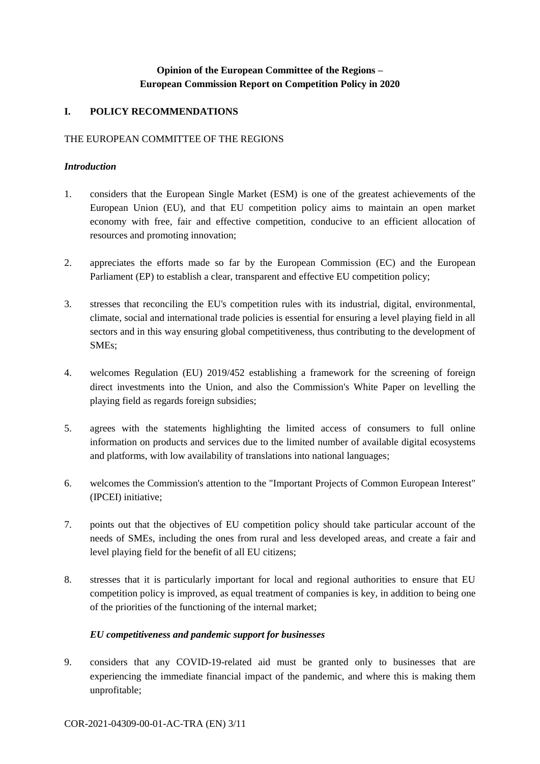**Opinion of the European Committee of the Regions –
European Commission Report on Competition Policy in 2020**

## I. POLICY RECOMMENDATIONS

THE EUROPEAN COMMITTEE OF THE REGIONS

***Introduction***

1. considers that the European Single Market (ESM) is one of the greatest achievements of the European Union (EU), and that EU competition policy aims to maintain an open market economy with free, fair and effective competition, conducive to an efficient allocation of resources and promoting innovation;

2. appreciates the efforts made so far by the European Commission (EC) and the European Parliament (EP) to establish a clear, transparent and effective EU competition policy;

3. stresses that reconciling the EU's competition rules with its industrial, digital, environmental, climate, social and international trade policies is essential for ensuring a level playing field in all sectors and in this way ensuring global competitiveness, thus contributing to the development of SMEs;

4. welcomes Regulation (EU) 2019/452 establishing a framework for the screening of foreign direct investments into the Union, and also the Commission's White Paper on levelling the playing field as regards foreign subsidies;

5. agrees with the statements highlighting the limited access of consumers to full online information on products and services due to the limited number of available digital ecosystems and platforms, with low availability of translations into national languages;

6. welcomes the Commission's attention to the "Important Projects of Common European Interest" (IPCEI) initiative;

7. points out that the objectives of EU competition policy should take particular account of the needs of SMEs, including the ones from rural and less developed areas, and create a fair and level playing field for the benefit of all EU citizens;

8. stresses that it is particularly important for local and regional authorities to ensure that EU competition policy is improved, as equal treatment of companies is key, in addition to being one of the priorities of the functioning of the internal market;

***EU competitiveness and pandemic support for businesses***

9. considers that any COVID-19-related aid must be granted only to businesses that are experiencing the immediate financial impact of the pandemic, and where this is making them unprofitable;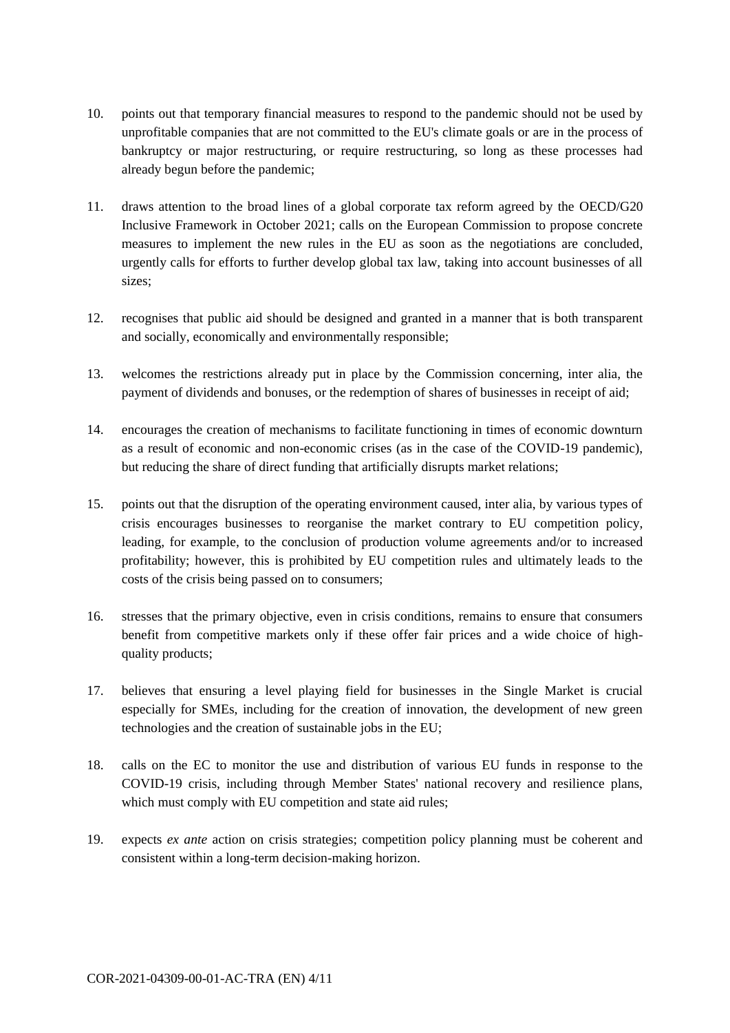10. points out that temporary financial measures to respond to the pandemic should not be used by unprofitable companies that are not committed to the EU's climate goals or are in the process of bankruptcy or major restructuring, or require restructuring, so long as these processes had already begun before the pandemic;

11. draws attention to the broad lines of a global corporate tax reform agreed by the OECD/G20 Inclusive Framework in October 2021; calls on the European Commission to propose concrete measures to implement the new rules in the EU as soon as the negotiations are concluded, urgently calls for efforts to further develop global tax law, taking into account businesses of all sizes;

12. recognises that public aid should be designed and granted in a manner that is both transparent and socially, economically and environmentally responsible;

13. welcomes the restrictions already put in place by the Commission concerning, inter alia, the payment of dividends and bonuses, or the redemption of shares of businesses in receipt of aid;

14. encourages the creation of mechanisms to facilitate functioning in times of economic downturn as a result of economic and non-economic crises (as in the case of the COVID-19 pandemic), but reducing the share of direct funding that artificially disrupts market relations;

15. points out that the disruption of the operating environment caused, inter alia, by various types of crisis encourages businesses to reorganise the market contrary to EU competition policy, leading, for example, to the conclusion of production volume agreements and/or to increased profitability; however, this is prohibited by EU competition rules and ultimately leads to the costs of the crisis being passed on to consumers;

16. stresses that the primary objective, even in crisis conditions, remains to ensure that consumers benefit from competitive markets only if these offer fair prices and a wide choice of high-quality products;

17. believes that ensuring a level playing field for businesses in the Single Market is crucial especially for SMEs, including for the creation of innovation, the development of new green technologies and the creation of sustainable jobs in the EU;

18. calls on the EC to monitor the use and distribution of various EU funds in response to the COVID-19 crisis, including through Member States' national recovery and resilience plans, which must comply with EU competition and state aid rules;

19. expects *ex ante* action on crisis strategies; competition policy planning must be coherent and consistent within a long-term decision-making horizon.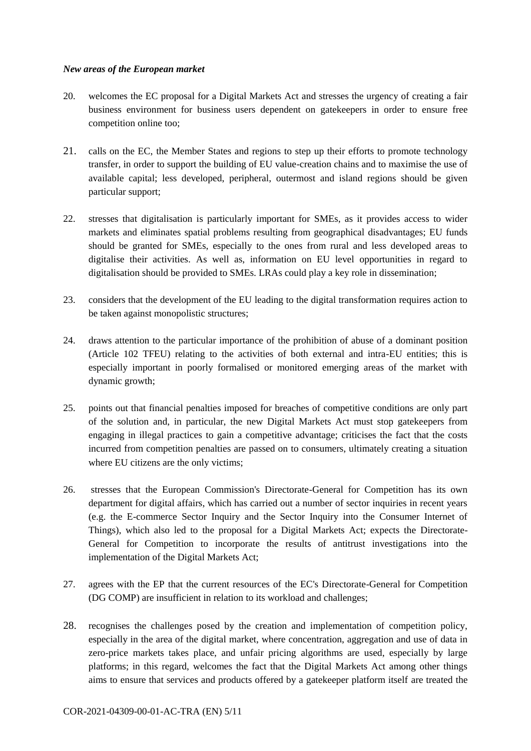***New areas of the European market***

20. welcomes the EC proposal for a Digital Markets Act and stresses the urgency of creating a fair business environment for business users dependent on gatekeepers in order to ensure free competition online too;

21. calls on the EC, the Member States and regions to step up their efforts to promote technology transfer, in order to support the building of EU value-creation chains and to maximise the use of available capital; less developed, peripheral, outermost and island regions should be given particular support;

22. stresses that digitalisation is particularly important for SMEs, as it provides access to wider markets and eliminates spatial problems resulting from geographical disadvantages; EU funds should be granted for SMEs, especially to the ones from rural and less developed areas to digitalise their activities. As well as, information on EU level opportunities in regard to digitalisation should be provided to SMEs. LRAs could play a key role in dissemination;

23. considers that the development of the EU leading to the digital transformation requires action to be taken against monopolistic structures;

24. draws attention to the particular importance of the prohibition of abuse of a dominant position (Article 102 TFEU) relating to the activities of both external and intra-EU entities; this is especially important in poorly formalised or monitored emerging areas of the market with dynamic growth;

25. points out that financial penalties imposed for breaches of competitive conditions are only part of the solution and, in particular, the new Digital Markets Act must stop gatekeepers from engaging in illegal practices to gain a competitive advantage; criticises the fact that the costs incurred from competition penalties are passed on to consumers, ultimately creating a situation where EU citizens are the only victims;

26. stresses that the European Commission's Directorate-General for Competition has its own department for digital affairs, which has carried out a number of sector inquiries in recent years (e.g. the E-commerce Sector Inquiry and the Sector Inquiry into the Consumer Internet of Things), which also led to the proposal for a Digital Markets Act; expects the Directorate-General for Competition to incorporate the results of antitrust investigations into the implementation of the Digital Markets Act;

27. agrees with the EP that the current resources of the EC's Directorate-General for Competition (DG COMP) are insufficient in relation to its workload and challenges;

28. recognises the challenges posed by the creation and implementation of competition policy, especially in the area of the digital market, where concentration, aggregation and use of data in zero-price markets takes place, and unfair pricing algorithms are used, especially by large platforms; in this regard, welcomes the fact that the Digital Markets Act among other things aims to ensure that services and products offered by a gatekeeper platform itself are treated the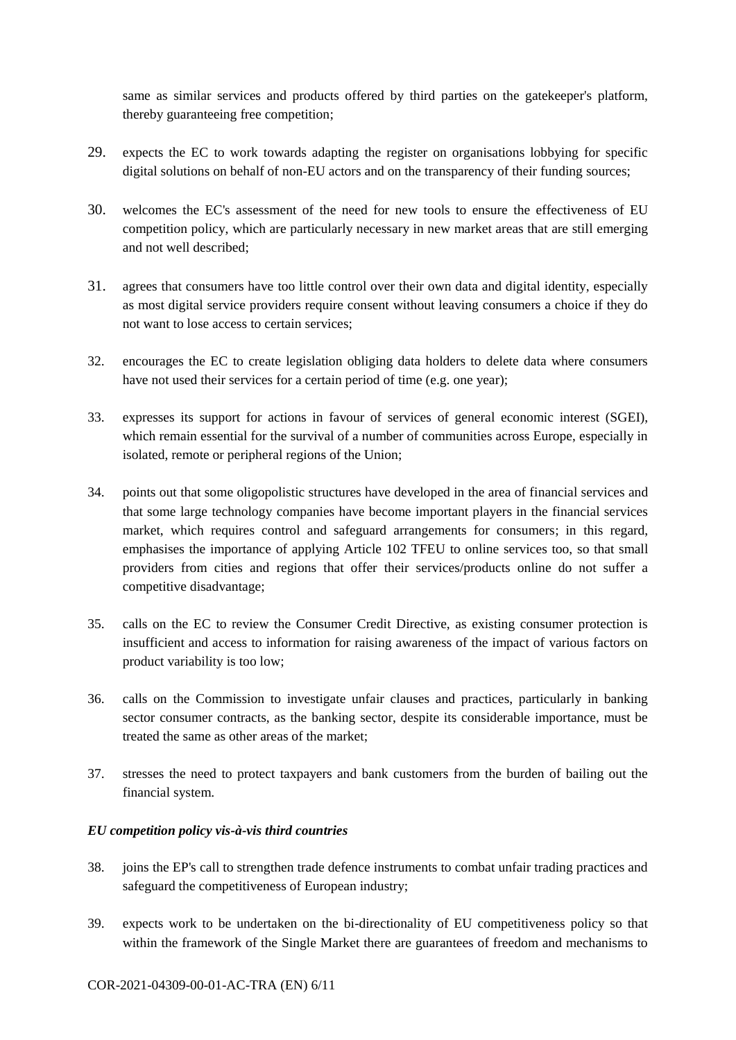same as similar services and products offered by third parties on the gatekeeper's platform, thereby guaranteeing free competition;

29. expects the EC to work towards adapting the register on organisations lobbying for specific digital solutions on behalf of non-EU actors and on the transparency of their funding sources;

30. welcomes the EC's assessment of the need for new tools to ensure the effectiveness of EU competition policy, which are particularly necessary in new market areas that are still emerging and not well described;

31. agrees that consumers have too little control over their own data and digital identity, especially as most digital service providers require consent without leaving consumers a choice if they do not want to lose access to certain services;

32. encourages the EC to create legislation obliging data holders to delete data where consumers have not used their services for a certain period of time (e.g. one year);

33. expresses its support for actions in favour of services of general economic interest (SGEI), which remain essential for the survival of a number of communities across Europe, especially in isolated, remote or peripheral regions of the Union;

34. points out that some oligopolistic structures have developed in the area of financial services and that some large technology companies have become important players in the financial services market, which requires control and safeguard arrangements for consumers; in this regard, emphasises the importance of applying Article 102 TFEU to online services too, so that small providers from cities and regions that offer their services/products online do not suffer a competitive disadvantage;

35. calls on the EC to review the Consumer Credit Directive, as existing consumer protection is insufficient and access to information for raising awareness of the impact of various factors on product variability is too low;

36. calls on the Commission to investigate unfair clauses and practices, particularly in banking sector consumer contracts, as the banking sector, despite its considerable importance, must be treated the same as other areas of the market;

37. stresses the need to protect taxpayers and bank customers from the burden of bailing out the financial system.

### *EU competition policy vis-à-vis third countries*

38. joins the EP's call to strengthen trade defence instruments to combat unfair trading practices and safeguard the competitiveness of European industry;

39. expects work to be undertaken on the bi-directionality of EU competitiveness policy so that within the framework of the Single Market there are guarantees of freedom and mechanisms to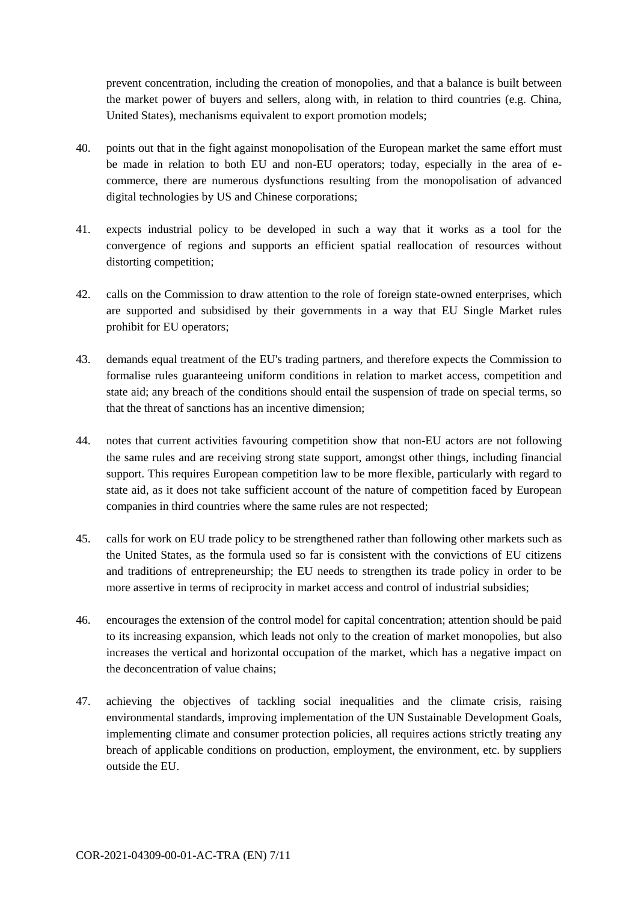prevent concentration, including the creation of monopolies, and that a balance is built between the market power of buyers and sellers, along with, in relation to third countries (e.g. China, United States), mechanisms equivalent to export promotion models;

40. points out that in the fight against monopolisation of the European market the same effort must be made in relation to both EU and non-EU operators; today, especially in the area of e-commerce, there are numerous dysfunctions resulting from the monopolisation of advanced digital technologies by US and Chinese corporations;

41. expects industrial policy to be developed in such a way that it works as a tool for the convergence of regions and supports an efficient spatial reallocation of resources without distorting competition;

42. calls on the Commission to draw attention to the role of foreign state-owned enterprises, which are supported and subsidised by their governments in a way that EU Single Market rules prohibit for EU operators;

43. demands equal treatment of the EU's trading partners, and therefore expects the Commission to formalise rules guaranteeing uniform conditions in relation to market access, competition and state aid; any breach of the conditions should entail the suspension of trade on special terms, so that the threat of sanctions has an incentive dimension;

44. notes that current activities favouring competition show that non-EU actors are not following the same rules and are receiving strong state support, amongst other things, including financial support. This requires European competition law to be more flexible, particularly with regard to state aid, as it does not take sufficient account of the nature of competition faced by European companies in third countries where the same rules are not respected;

45. calls for work on EU trade policy to be strengthened rather than following other markets such as the United States, as the formula used so far is consistent with the convictions of EU citizens and traditions of entrepreneurship; the EU needs to strengthen its trade policy in order to be more assertive in terms of reciprocity in market access and control of industrial subsidies;

46. encourages the extension of the control model for capital concentration; attention should be paid to its increasing expansion, which leads not only to the creation of market monopolies, but also increases the vertical and horizontal occupation of the market, which has a negative impact on the deconcentration of value chains;

47. achieving the objectives of tackling social inequalities and the climate crisis, raising environmental standards, improving implementation of the UN Sustainable Development Goals, implementing climate and consumer protection policies, all requires actions strictly treating any breach of applicable conditions on production, employment, the environment, etc. by suppliers outside the EU.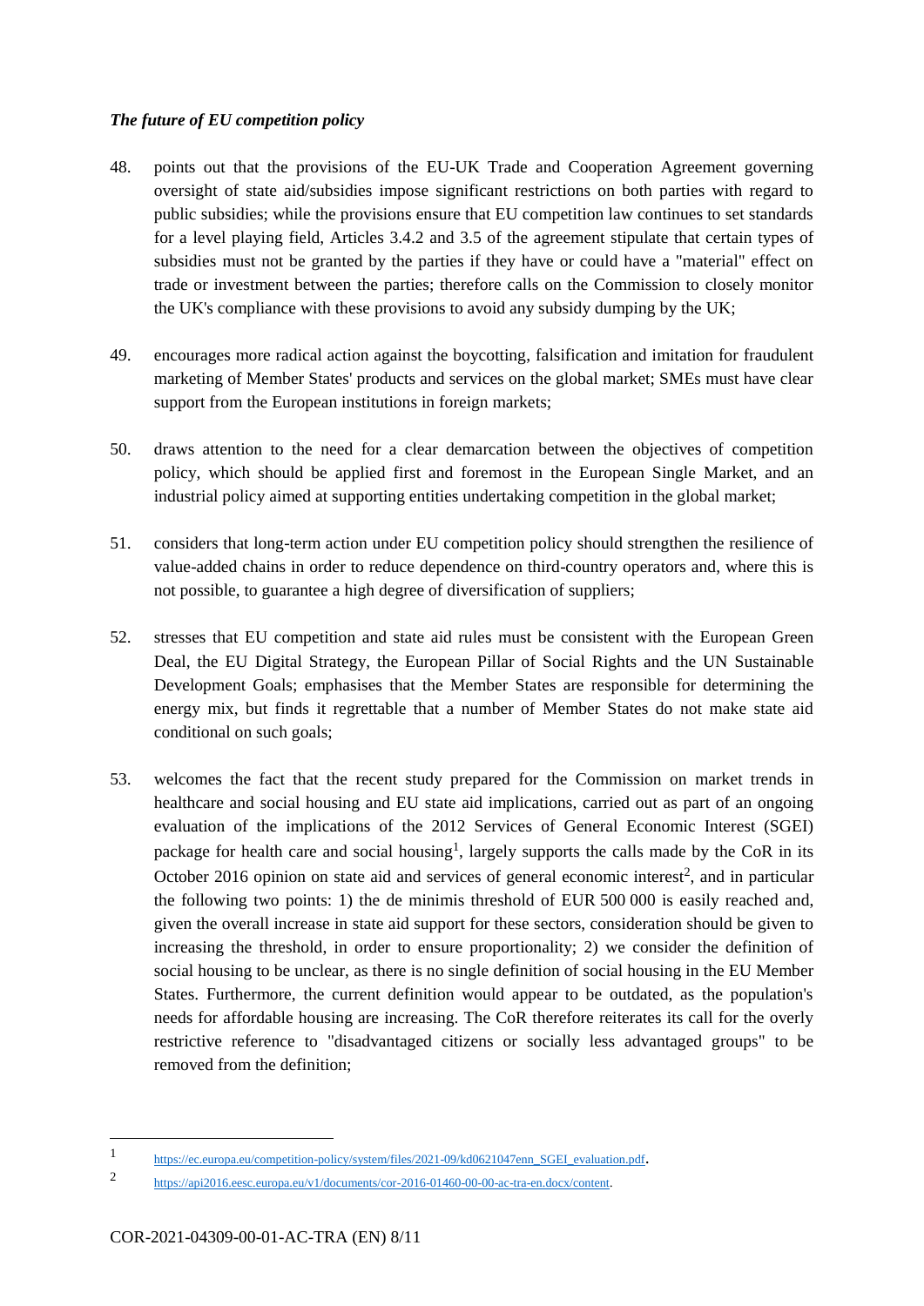### *The future of EU competition policy*

48. points out that the provisions of the EU-UK Trade and Cooperation Agreement governing oversight of state aid/subsidies impose significant restrictions on both parties with regard to public subsidies; while the provisions ensure that EU competition law continues to set standards for a level playing field, Articles 3.4.2 and 3.5 of the agreement stipulate that certain types of subsidies must not be granted by the parties if they have or could have a "material" effect on trade or investment between the parties; therefore calls on the Commission to closely monitor the UK's compliance with these provisions to avoid any subsidy dumping by the UK;

49. encourages more radical action against the boycotting, falsification and imitation for fraudulent marketing of Member States' products and services on the global market; SMEs must have clear support from the European institutions in foreign markets;

50. draws attention to the need for a clear demarcation between the objectives of competition policy, which should be applied first and foremost in the European Single Market, and an industrial policy aimed at supporting entities undertaking competition in the global market;

51. considers that long-term action under EU competition policy should strengthen the resilience of value-added chains in order to reduce dependence on third-country operators and, where this is not possible, to guarantee a high degree of diversification of suppliers;

52. stresses that EU competition and state aid rules must be consistent with the European Green Deal, the EU Digital Strategy, the European Pillar of Social Rights and the UN Sustainable Development Goals; emphasises that the Member States are responsible for determining the energy mix, but finds it regrettable that a number of Member States do not make state aid conditional on such goals;

53. welcomes the fact that the recent study prepared for the Commission on market trends in healthcare and social housing and EU state aid implications, carried out as part of an ongoing evaluation of the implications of the 2012 Services of General Economic Interest (SGEI) package for health care and social housing[1], largely supports the calls made by the CoR in its October 2016 opinion on state aid and services of general economic interest[2], and in particular the following two points: 1) the de minimis threshold of EUR 500 000 is easily reached and, given the overall increase in state aid support for these sectors, consideration should be given to increasing the threshold, in order to ensure proportionality; 2) we consider the definition of social housing to be unclear, as there is no single definition of social housing in the EU Member States. Furthermore, the current definition would appear to be outdated, as the population's needs for affordable housing are increasing. The CoR therefore reiterates its call for the overly restrictive reference to "disadvantaged citizens or socially less advantaged groups" to be removed from the definition;

---

[1] https://ec.europa.eu/competition-policy/system/files/2021-09/kd0621047enn_SGEI_evaluation.pdf.

[2] https://api2016.eesc.europa.eu/v1/documents/cor-2016-01460-00-00-ac-tra-en.docx/content.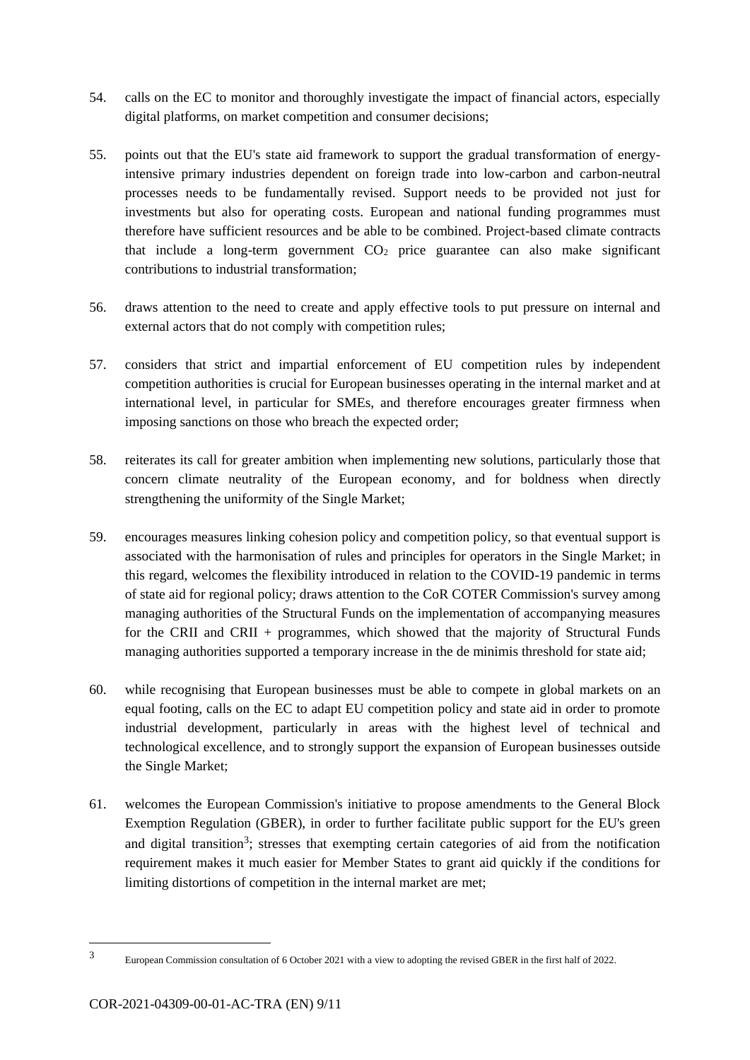54. calls on the EC to monitor and thoroughly investigate the impact of financial actors, especially digital platforms, on market competition and consumer decisions;

55. points out that the EU's state aid framework to support the gradual transformation of energy-intensive primary industries dependent on foreign trade into low-carbon and carbon-neutral processes needs to be fundamentally revised. Support needs to be provided not just for investments but also for operating costs. European and national funding programmes must therefore have sufficient resources and be able to be combined. Project-based climate contracts that include a long-term government $CO_2$ price guarantee can also make significant contributions to industrial transformation;

56. draws attention to the need to create and apply effective tools to put pressure on internal and external actors that do not comply with competition rules;

57. considers that strict and impartial enforcement of EU competition rules by independent competition authorities is crucial for European businesses operating in the internal market and at international level, in particular for SMEs, and therefore encourages greater firmness when imposing sanctions on those who breach the expected order;

58. reiterates its call for greater ambition when implementing new solutions, particularly those that concern climate neutrality of the European economy, and for boldness when directly strengthening the uniformity of the Single Market;

59. encourages measures linking cohesion policy and competition policy, so that eventual support is associated with the harmonisation of rules and principles for operators in the Single Market; in this regard, welcomes the flexibility introduced in relation to the COVID-19 pandemic in terms of state aid for regional policy; draws attention to the CoR COTER Commission's survey among managing authorities of the Structural Funds on the implementation of accompanying measures for the CRII and CRII + programmes, which showed that the majority of Structural Funds managing authorities supported a temporary increase in the de minimis threshold for state aid;

60. while recognising that European businesses must be able to compete in global markets on an equal footing, calls on the EC to adapt EU competition policy and state aid in order to promote industrial development, particularly in areas with the highest level of technical and technological excellence, and to strongly support the expansion of European businesses outside the Single Market;

61. welcomes the European Commission's initiative to propose amendments to the General Block Exemption Regulation (GBER), in order to further facilitate public support for the EU's green and digital transition[3]; stresses that exempting certain categories of aid from the notification requirement makes it much easier for Member States to grant aid quickly if the conditions for limiting distortions of competition in the internal market are met;

---

[3] European Commission consultation of 6 October 2021 with a view to adopting the revised GBER in the first half of 2022.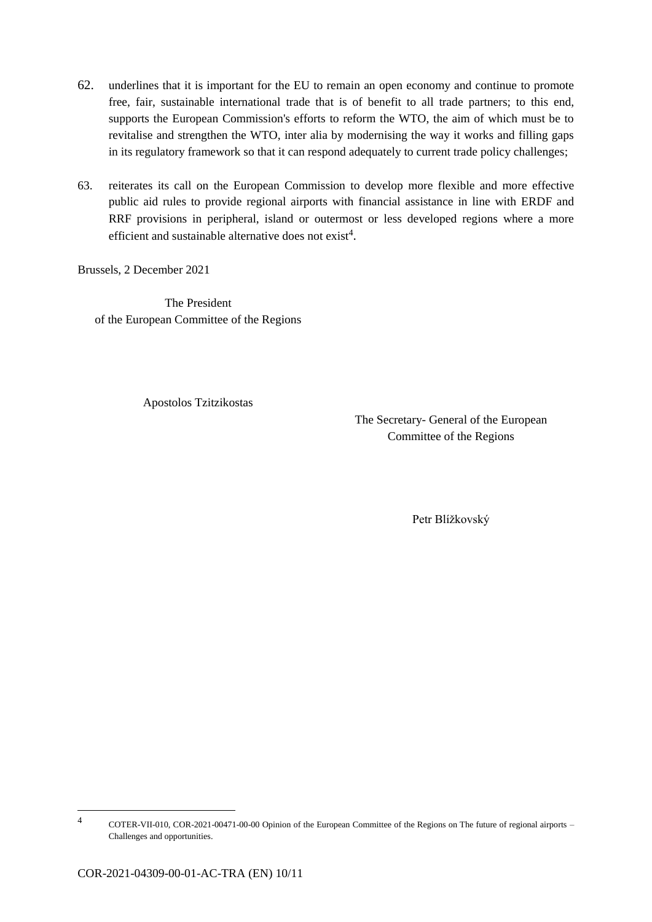62. underlines that it is important for the EU to remain an open economy and continue to promote free, fair, sustainable international trade that is of benefit to all trade partners; to this end, supports the European Commission's efforts to reform the WTO, the aim of which must be to revitalise and strengthen the WTO, inter alia by modernising the way it works and filling gaps in its regulatory framework so that it can respond adequately to current trade policy challenges;

63. reiterates its call on the European Commission to develop more flexible and more effective public aid rules to provide regional airports with financial assistance in line with ERDF and RRF provisions in peripheral, island or outermost or less developed regions where a more efficient and sustainable alternative does not exist[4].

Brussels, 2 December 2021

The President
of the European Committee of the Regions

Apostolos Tzitzikostas

The Secretary- General of the European Committee of the Regions

Petr Blížkovský

---

[4] COTER-VII-010, COR-2021-00471-00-00 Opinion of the European Committee of the Regions on The future of regional airports – Challenges and opportunities.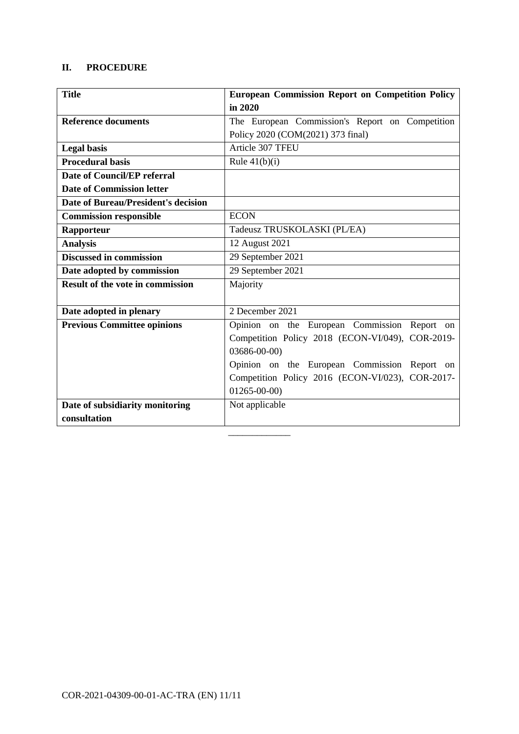## II. PROCEDURE

| | |
|---|---|
| **Title** | **European Commission Report on Competition Policy in 2020** |
| **Reference documents** | The European Commission's Report on Competition Policy 2020 (COM(2021) 373 final) |
| **Legal basis** | Article 307 TFEU |
| **Procedural basis** | Rule 41(b)(i) |
| **Date of Council/EP referral**<br>**Date of Commission letter** | |
| **Date of Bureau/President's decision** | |
| **Commission responsible** | ECON |
| **Rapporteur** | Tadeusz TRUSKOLASKI (PL/EA) |
| **Analysis** | 12 August 2021 |
| **Discussed in commission** | 29 September 2021 |
| **Date adopted by commission** | 29 September 2021 |
| **Result of the vote in commission** | Majority |
| **Date adopted in plenary** | 2 December 2021 |
| **Previous Committee opinions** | Opinion on the European Commission Report on Competition Policy 2018 (ECON-VI/049), COR-2019-03686-00-00)<br>Opinion on the European Commission Report on Competition Policy 2016 (ECON-VI/023), COR-2017-01265-00-00) |
| **Date of subsidiarity monitoring consultation** | Not applicable |

_____________